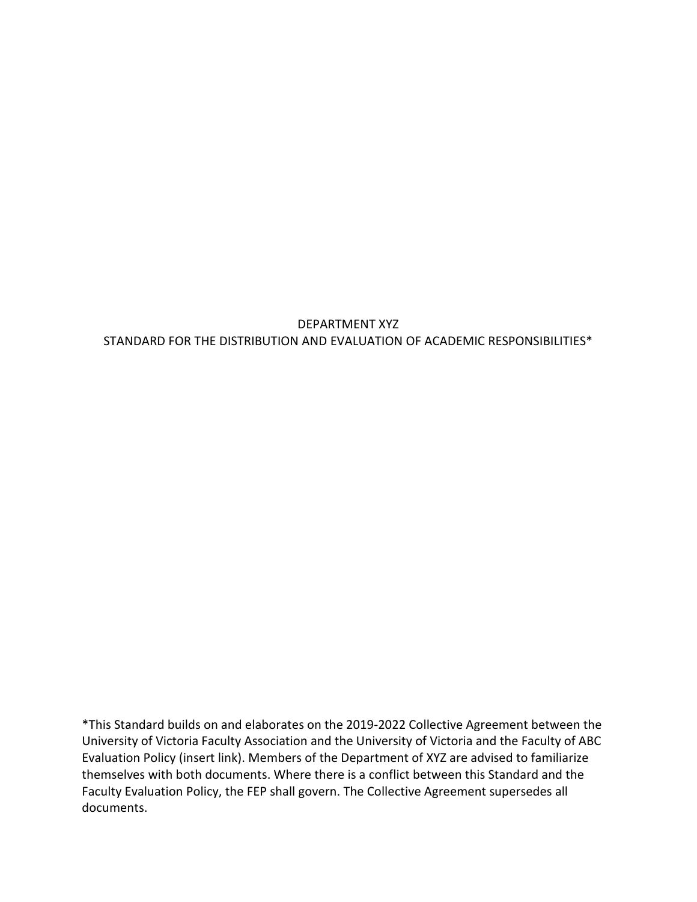# DEPARTMENT XYZ
## STANDARD FOR THE DISTRIBUTION AND EVALUATION OF ACADEMIC RESPONSIBILITIES*

*This Standard builds on and elaborates on the 2019-2022 Collective Agreement between the University of Victoria Faculty Association and the University of Victoria and the Faculty of ABC Evaluation Policy (insert link). Members of the Department of XYZ are advised to familiarize themselves with both documents. Where there is a conflict between this Standard and the Faculty Evaluation Policy, the FEP shall govern. The Collective Agreement supersedes all documents.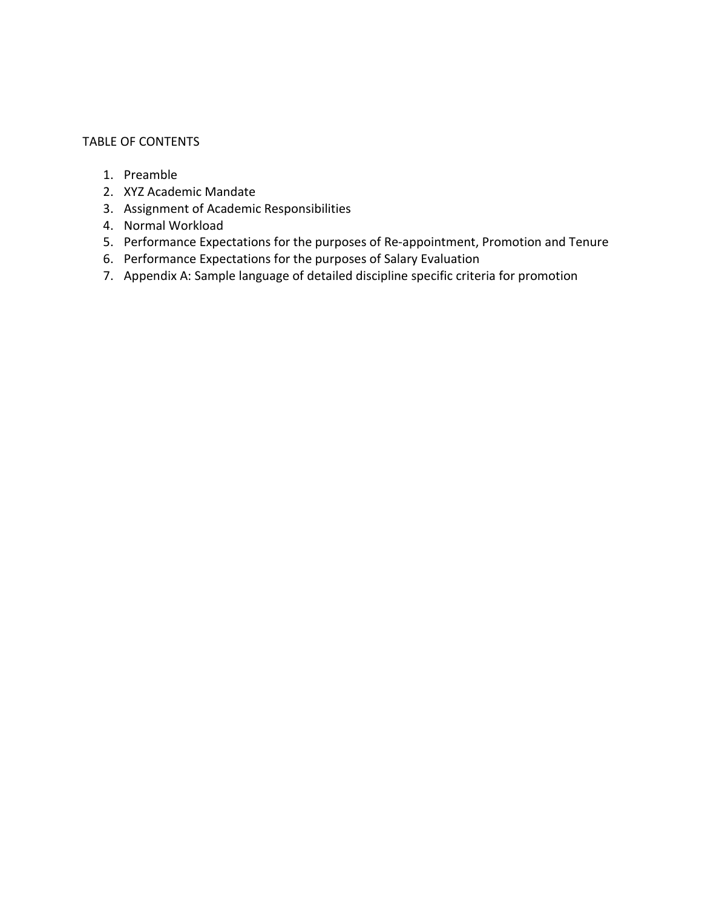TABLE OF CONTENTS

1. Preamble
2. XYZ Academic Mandate
3. Assignment of Academic Responsibilities
4. Normal Workload
5. Performance Expectations for the purposes of Re-appointment, Promotion and Tenure
6. Performance Expectations for the purposes of Salary Evaluation
7. Appendix A: Sample language of detailed discipline specific criteria for promotion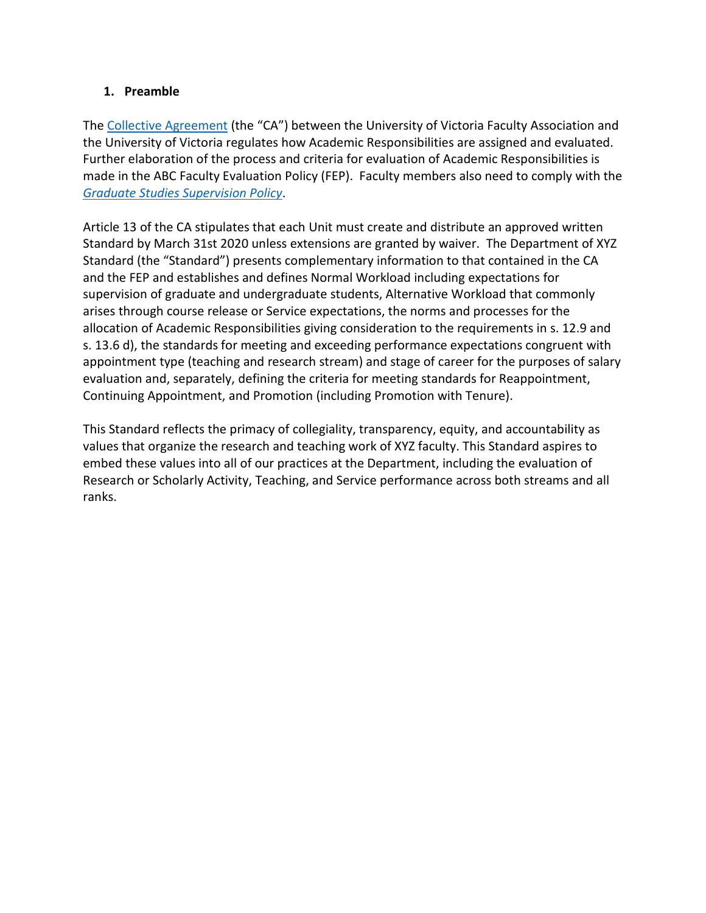## 1. Preamble

The Collective Agreement (the "CA") between the University of Victoria Faculty Association and the University of Victoria regulates how Academic Responsibilities are assigned and evaluated. Further elaboration of the process and criteria for evaluation of Academic Responsibilities is made in the ABC Faculty Evaluation Policy (FEP). Faculty members also need to comply with the *Graduate Studies Supervision Policy*.

Article 13 of the CA stipulates that each Unit must create and distribute an approved written Standard by March 31st 2020 unless extensions are granted by waiver. The Department of XYZ Standard (the "Standard") presents complementary information to that contained in the CA and the FEP and establishes and defines Normal Workload including expectations for supervision of graduate and undergraduate students, Alternative Workload that commonly arises through course release or Service expectations, the norms and processes for the allocation of Academic Responsibilities giving consideration to the requirements in s. 12.9 and s. 13.6 d), the standards for meeting and exceeding performance expectations congruent with appointment type (teaching and research stream) and stage of career for the purposes of salary evaluation and, separately, defining the criteria for meeting standards for Reappointment, Continuing Appointment, and Promotion (including Promotion with Tenure).

This Standard reflects the primacy of collegiality, transparency, equity, and accountability as values that organize the research and teaching work of XYZ faculty. This Standard aspires to embed these values into all of our practices at the Department, including the evaluation of Research or Scholarly Activity, Teaching, and Service performance across both streams and all ranks.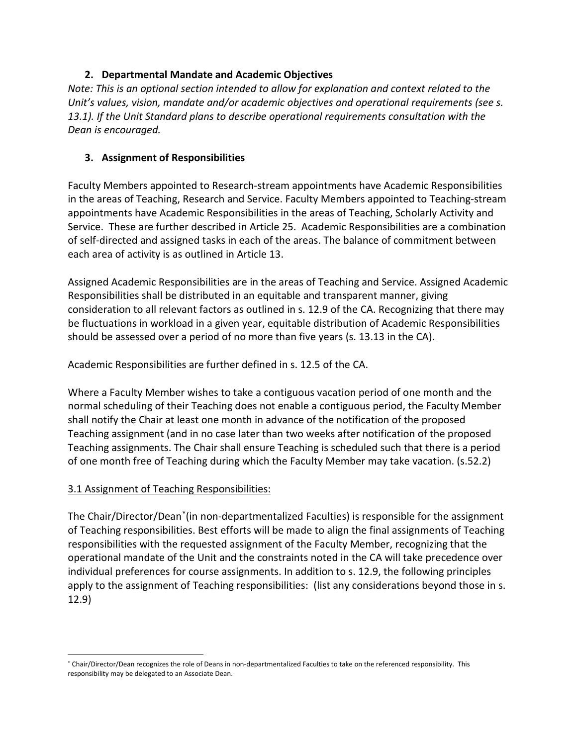## 2. Departmental Mandate and Academic Objectives

*Note: This is an optional section intended to allow for explanation and context related to the Unit's values, vision, mandate and/or academic objectives and operational requirements (see s. 13.1). If the Unit Standard plans to describe operational requirements consultation with the Dean is encouraged.*

## 3. Assignment of Responsibilities

Faculty Members appointed to Research-stream appointments have Academic Responsibilities in the areas of Teaching, Research and Service. Faculty Members appointed to Teaching-stream appointments have Academic Responsibilities in the areas of Teaching, Scholarly Activity and Service. These are further described in Article 25. Academic Responsibilities are a combination of self-directed and assigned tasks in each of the areas. The balance of commitment between each area of activity is as outlined in Article 13.

Assigned Academic Responsibilities are in the areas of Teaching and Service. Assigned Academic Responsibilities shall be distributed in an equitable and transparent manner, giving consideration to all relevant factors as outlined in s. 12.9 of the CA. Recognizing that there may be fluctuations in workload in a given year, equitable distribution of Academic Responsibilities should be assessed over a period of no more than five years (s. 13.13 in the CA).

Academic Responsibilities are further defined in s. 12.5 of the CA.

Where a Faculty Member wishes to take a contiguous vacation period of one month and the normal scheduling of their Teaching does not enable a contiguous period, the Faculty Member shall notify the Chair at least one month in advance of the notification of the proposed Teaching assignment (and in no case later than two weeks after notification of the proposed Teaching assignments. The Chair shall ensure Teaching is scheduled such that there is a period of one month free of Teaching during which the Faculty Member may take vacation. (s.52.2)

<u>3.1 Assignment of Teaching Responsibilities:</u>

The Chair/Director/Dean[*](in non-departmentalized Faculties) is responsible for the assignment of Teaching responsibilities. Best efforts will be made to align the final assignments of Teaching responsibilities with the requested assignment of the Faculty Member, recognizing that the operational mandate of the Unit and the constraints noted in the CA will take precedence over individual preferences for course assignments. In addition to s. 12.9, the following principles apply to the assignment of Teaching responsibilities: (list any considerations beyond those in s. 12.9)

---

[*] Chair/Director/Dean recognizes the role of Deans in non-departmentalized Faculties to take on the referenced responsibility. This responsibility may be delegated to an Associate Dean.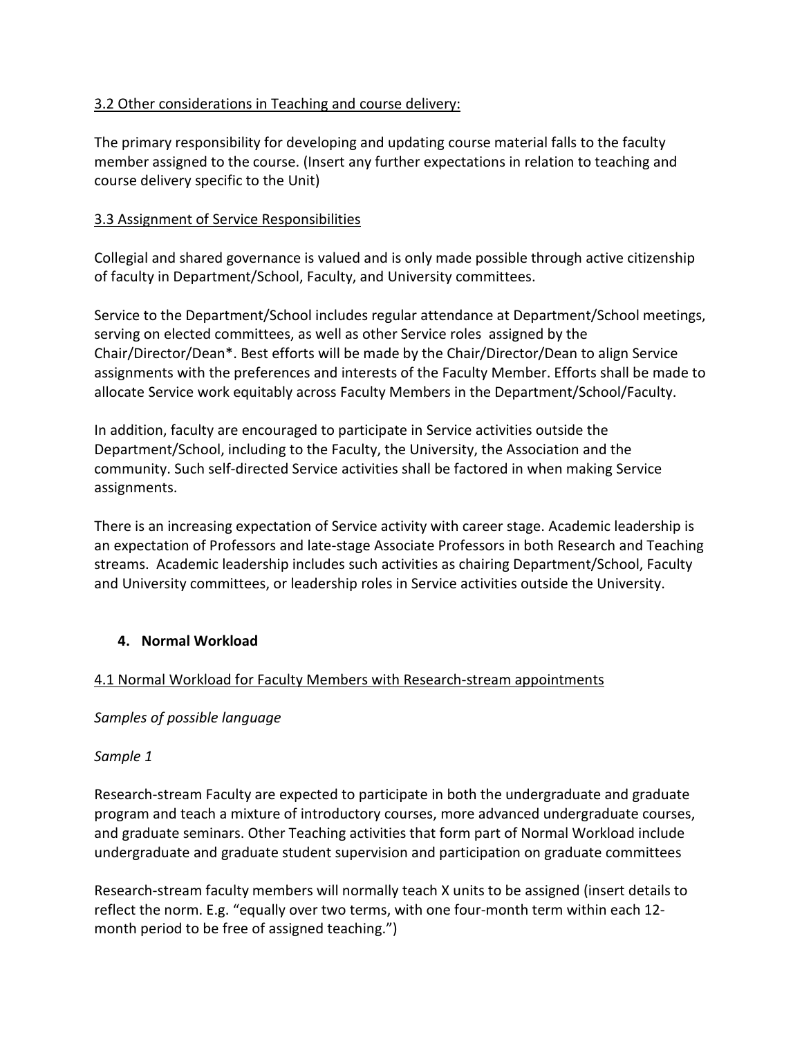3.2 Other considerations in Teaching and course delivery:

The primary responsibility for developing and updating course material falls to the faculty member assigned to the course. (Insert any further expectations in relation to teaching and course delivery specific to the Unit)

3.3 Assignment of Service Responsibilities

Collegial and shared governance is valued and is only made possible through active citizenship of faculty in Department/School, Faculty, and University committees.

Service to the Department/School includes regular attendance at Department/School meetings, serving on elected committees, as well as other Service roles assigned by the Chair/Director/Dean*. Best efforts will be made by the Chair/Director/Dean to align Service assignments with the preferences and interests of the Faculty Member. Efforts shall be made to allocate Service work equitably across Faculty Members in the Department/School/Faculty.

In addition, faculty are encouraged to participate in Service activities outside the Department/School, including to the Faculty, the University, the Association and the community. Such self-directed Service activities shall be factored in when making Service assignments.

There is an increasing expectation of Service activity with career stage. Academic leadership is an expectation of Professors and late-stage Associate Professors in both Research and Teaching streams. Academic leadership includes such activities as chairing Department/School, Faculty and University committees, or leadership roles in Service activities outside the University.

## 4. Normal Workload

4.1 Normal Workload for Faculty Members with Research-stream appointments

*Samples of possible language*

*Sample 1*

Research-stream Faculty are expected to participate in both the undergraduate and graduate program and teach a mixture of introductory courses, more advanced undergraduate courses, and graduate seminars. Other Teaching activities that form part of Normal Workload include undergraduate and graduate student supervision and participation on graduate committees

Research-stream faculty members will normally teach X units to be assigned (insert details to reflect the norm. E.g. "equally over two terms, with one four-month term within each 12-month period to be free of assigned teaching.")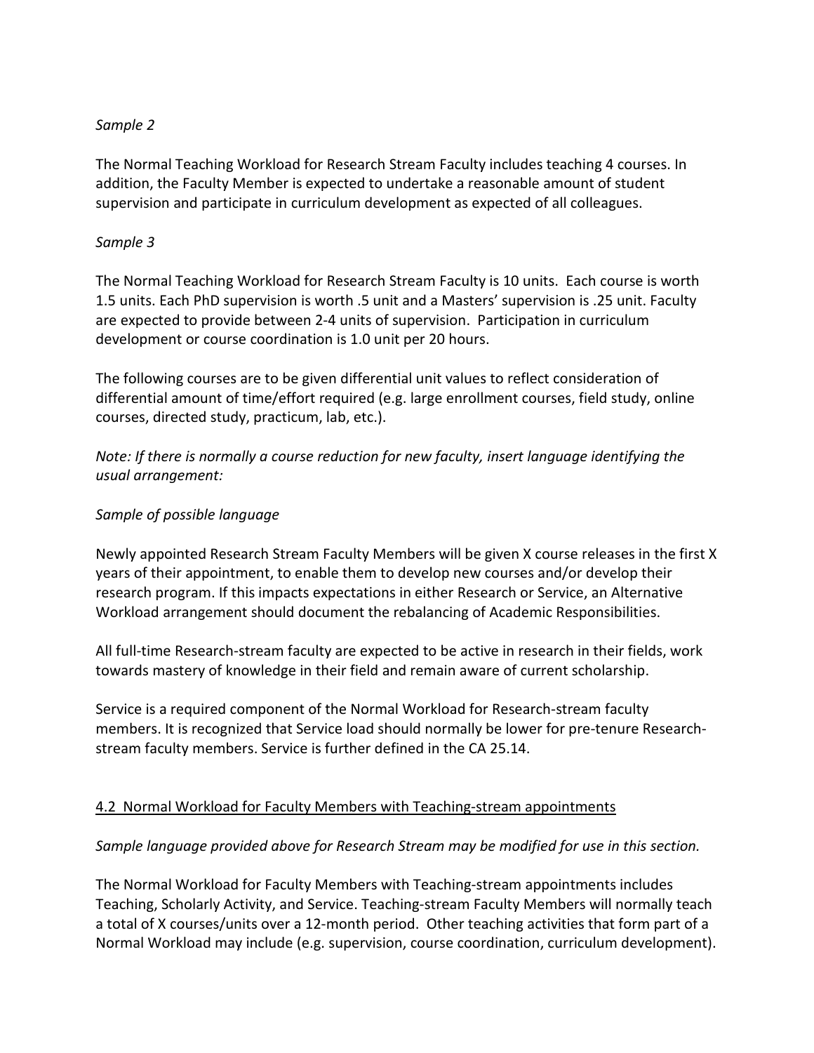*Sample 2*

The Normal Teaching Workload for Research Stream Faculty includes teaching 4 courses. In addition, the Faculty Member is expected to undertake a reasonable amount of student supervision and participate in curriculum development as expected of all colleagues.

*Sample 3*

The Normal Teaching Workload for Research Stream Faculty is 10 units. Each course is worth 1.5 units. Each PhD supervision is worth .5 unit and a Masters' supervision is .25 unit. Faculty are expected to provide between 2-4 units of supervision. Participation in curriculum development or course coordination is 1.0 unit per 20 hours.

The following courses are to be given differential unit values to reflect consideration of differential amount of time/effort required (e.g. large enrollment courses, field study, online courses, directed study, practicum, lab, etc.).

*Note: If there is normally a course reduction for new faculty, insert language identifying the usual arrangement:*

*Sample of possible language*

Newly appointed Research Stream Faculty Members will be given X course releases in the first X years of their appointment, to enable them to develop new courses and/or develop their research program. If this impacts expectations in either Research or Service, an Alternative Workload arrangement should document the rebalancing of Academic Responsibilities.

All full-time Research-stream faculty are expected to be active in research in their fields, work towards mastery of knowledge in their field and remain aware of current scholarship.

Service is a required component of the Normal Workload for Research-stream faculty members. It is recognized that Service load should normally be lower for pre-tenure Research-stream faculty members. Service is further defined in the CA 25.14.

<u>4.2 Normal Workload for Faculty Members with Teaching-stream appointments</u>

*Sample language provided above for Research Stream may be modified for use in this section.*

The Normal Workload for Faculty Members with Teaching-stream appointments includes Teaching, Scholarly Activity, and Service. Teaching-stream Faculty Members will normally teach a total of X courses/units over a 12-month period. Other teaching activities that form part of a Normal Workload may include (e.g. supervision, course coordination, curriculum development).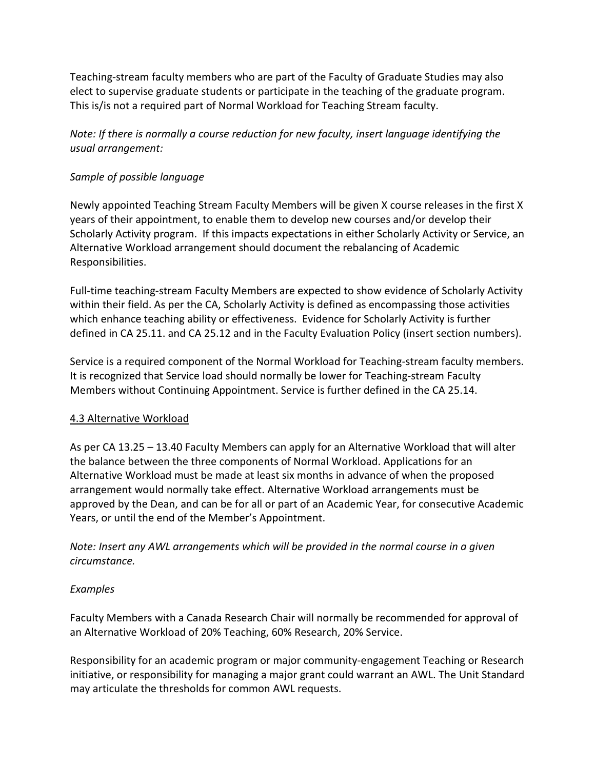Teaching-stream faculty members who are part of the Faculty of Graduate Studies may also elect to supervise graduate students or participate in the teaching of the graduate program. This is/is not a required part of Normal Workload for Teaching Stream faculty.

*Note: If there is normally a course reduction for new faculty, insert language identifying the usual arrangement:*

*Sample of possible language*

Newly appointed Teaching Stream Faculty Members will be given X course releases in the first X years of their appointment, to enable them to develop new courses and/or develop their Scholarly Activity program. If this impacts expectations in either Scholarly Activity or Service, an Alternative Workload arrangement should document the rebalancing of Academic Responsibilities.

Full-time teaching-stream Faculty Members are expected to show evidence of Scholarly Activity within their field. As per the CA, Scholarly Activity is defined as encompassing those activities which enhance teaching ability or effectiveness. Evidence for Scholarly Activity is further defined in CA 25.11. and CA 25.12 and in the Faculty Evaluation Policy (insert section numbers).

Service is a required component of the Normal Workload for Teaching-stream faculty members. It is recognized that Service load should normally be lower for Teaching-stream Faculty Members without Continuing Appointment. Service is further defined in the CA 25.14.

### 4.3 Alternative Workload

As per CA 13.25 – 13.40 Faculty Members can apply for an Alternative Workload that will alter the balance between the three components of Normal Workload. Applications for an Alternative Workload must be made at least six months in advance of when the proposed arrangement would normally take effect. Alternative Workload arrangements must be approved by the Dean, and can be for all or part of an Academic Year, for consecutive Academic Years, or until the end of the Member's Appointment.

*Note: Insert any AWL arrangements which will be provided in the normal course in a given circumstance.*

*Examples*

Faculty Members with a Canada Research Chair will normally be recommended for approval of an Alternative Workload of 20% Teaching, 60% Research, 20% Service.

Responsibility for an academic program or major community-engagement Teaching or Research initiative, or responsibility for managing a major grant could warrant an AWL. The Unit Standard may articulate the thresholds for common AWL requests.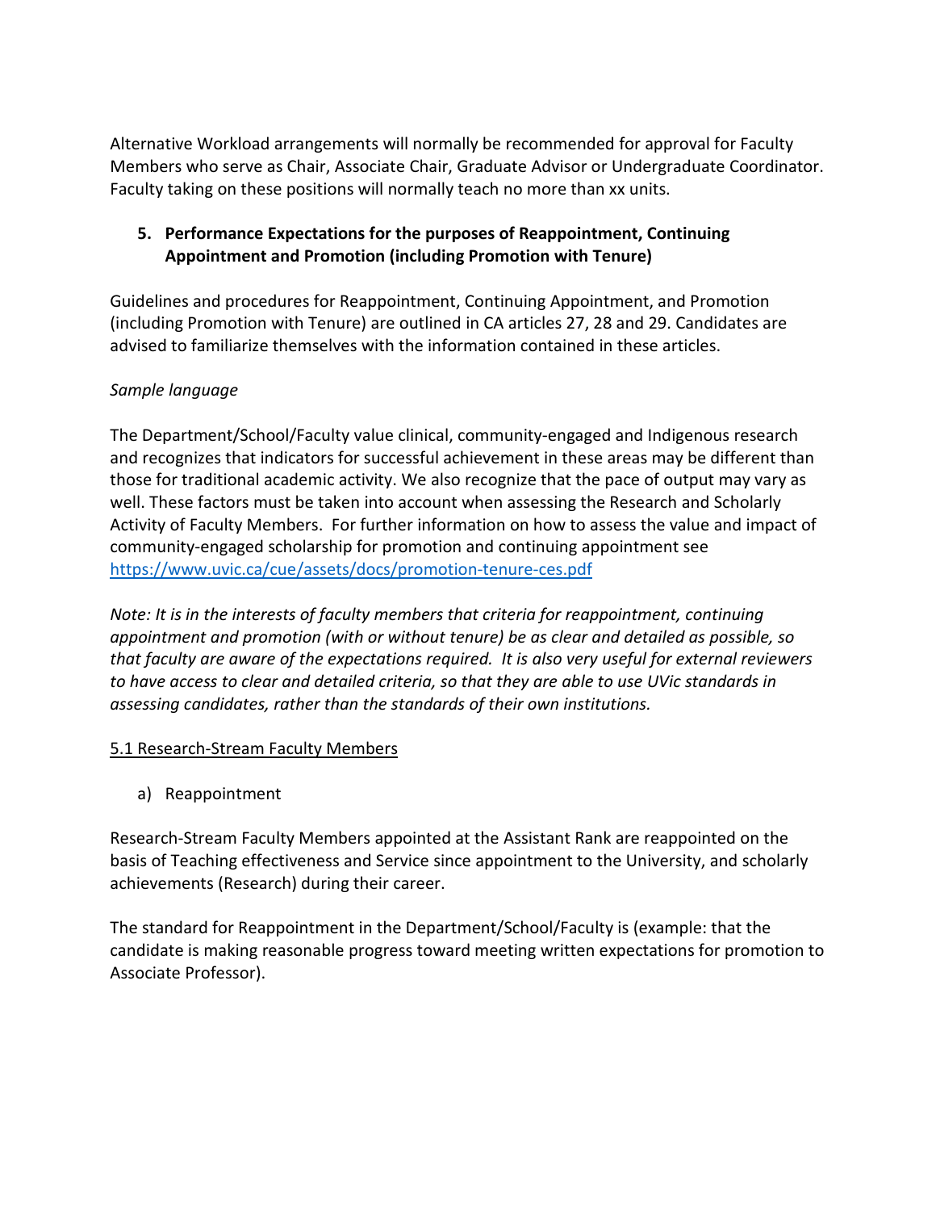Alternative Workload arrangements will normally be recommended for approval for Faculty Members who serve as Chair, Associate Chair, Graduate Advisor or Undergraduate Coordinator. Faculty taking on these positions will normally teach no more than xx units.

## 5. Performance Expectations for the purposes of Reappointment, Continuing Appointment and Promotion (including Promotion with Tenure)

Guidelines and procedures for Reappointment, Continuing Appointment, and Promotion (including Promotion with Tenure) are outlined in CA articles 27, 28 and 29. Candidates are advised to familiarize themselves with the information contained in these articles.

*Sample language*

The Department/School/Faculty value clinical, community-engaged and Indigenous research and recognizes that indicators for successful achievement in these areas may be different than those for traditional academic activity. We also recognize that the pace of output may vary as well. These factors must be taken into account when assessing the Research and Scholarly Activity of Faculty Members. For further information on how to assess the value and impact of community-engaged scholarship for promotion and continuing appointment see https://www.uvic.ca/cue/assets/docs/promotion-tenure-ces.pdf

*Note: It is in the interests of faculty members that criteria for reappointment, continuing appointment and promotion (with or without tenure) be as clear and detailed as possible, so that faculty are aware of the expectations required. It is also very useful for external reviewers to have access to clear and detailed criteria, so that they are able to use UVic standards in assessing candidates, rather than the standards of their own institutions.*

### 5.1 Research-Stream Faculty Members

a) Reappointment

Research-Stream Faculty Members appointed at the Assistant Rank are reappointed on the basis of Teaching effectiveness and Service since appointment to the University, and scholarly achievements (Research) during their career.

The standard for Reappointment in the Department/School/Faculty is (example: that the candidate is making reasonable progress toward meeting written expectations for promotion to Associate Professor).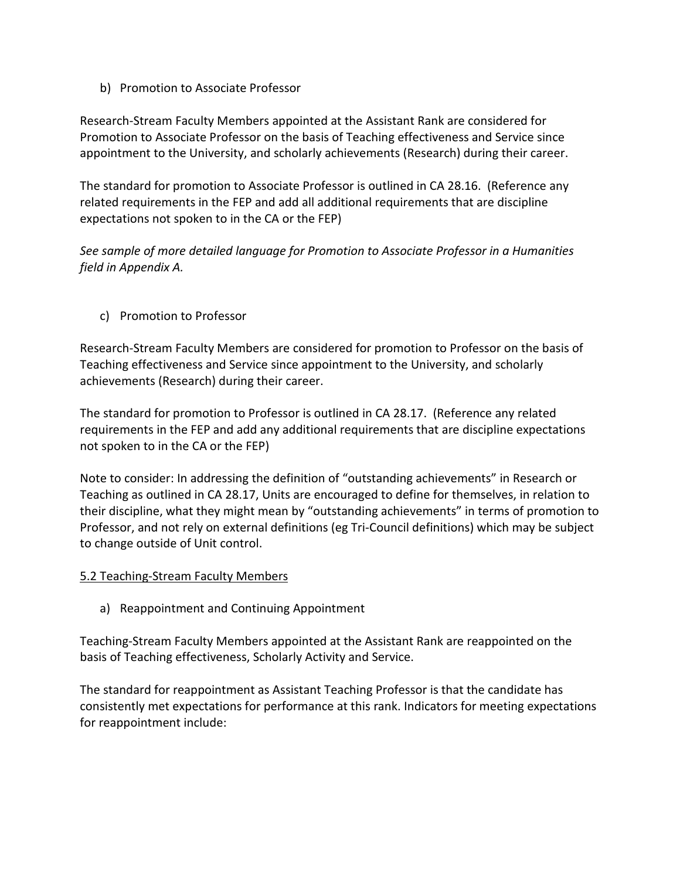b) Promotion to Associate Professor

Research-Stream Faculty Members appointed at the Assistant Rank are considered for Promotion to Associate Professor on the basis of Teaching effectiveness and Service since appointment to the University, and scholarly achievements (Research) during their career.

The standard for promotion to Associate Professor is outlined in CA 28.16. (Reference any related requirements in the FEP and add all additional requirements that are discipline expectations not spoken to in the CA or the FEP)

*See sample of more detailed language for Promotion to Associate Professor in a Humanities field in Appendix A.*

c) Promotion to Professor

Research-Stream Faculty Members are considered for promotion to Professor on the basis of Teaching effectiveness and Service since appointment to the University, and scholarly achievements (Research) during their career.

The standard for promotion to Professor is outlined in CA 28.17. (Reference any related requirements in the FEP and add any additional requirements that are discipline expectations not spoken to in the CA or the FEP)

Note to consider: In addressing the definition of "outstanding achievements" in Research or Teaching as outlined in CA 28.17, Units are encouraged to define for themselves, in relation to their discipline, what they might mean by "outstanding achievements" in terms of promotion to Professor, and not rely on external definitions (eg Tri-Council definitions) which may be subject to change outside of Unit control.

<u>5.2 Teaching-Stream Faculty Members</u>

a) Reappointment and Continuing Appointment

Teaching-Stream Faculty Members appointed at the Assistant Rank are reappointed on the basis of Teaching effectiveness, Scholarly Activity and Service.

The standard for reappointment as Assistant Teaching Professor is that the candidate has consistently met expectations for performance at this rank. Indicators for meeting expectations for reappointment include: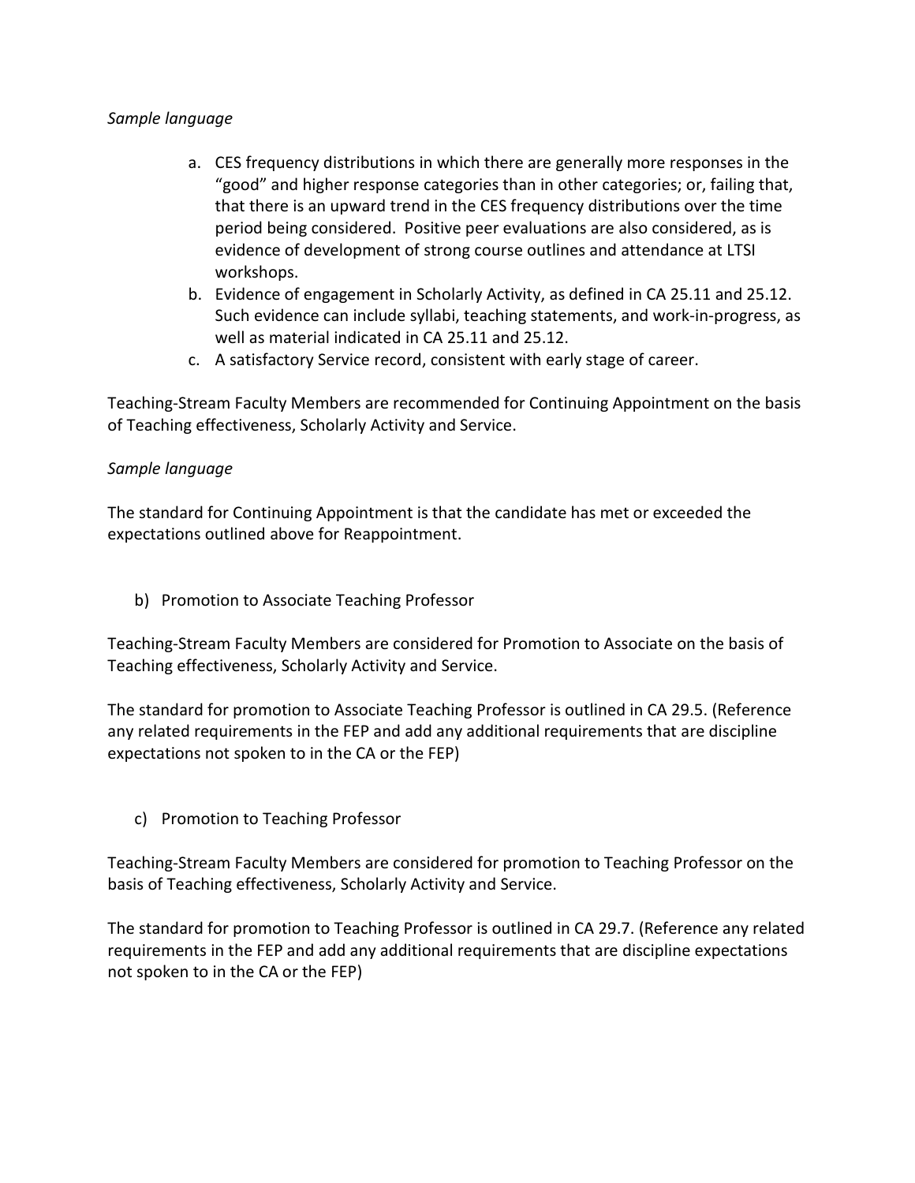*Sample language*

a. CES frequency distributions in which there are generally more responses in the "good" and higher response categories than in other categories; or, failing that, that there is an upward trend in the CES frequency distributions over the time period being considered. Positive peer evaluations are also considered, as is evidence of development of strong course outlines and attendance at LTSI workshops.
b. Evidence of engagement in Scholarly Activity, as defined in CA 25.11 and 25.12. Such evidence can include syllabi, teaching statements, and work-in-progress, as well as material indicated in CA 25.11 and 25.12.
c. A satisfactory Service record, consistent with early stage of career.

Teaching-Stream Faculty Members are recommended for Continuing Appointment on the basis of Teaching effectiveness, Scholarly Activity and Service.

*Sample language*

The standard for Continuing Appointment is that the candidate has met or exceeded the expectations outlined above for Reappointment.

b) Promotion to Associate Teaching Professor

Teaching-Stream Faculty Members are considered for Promotion to Associate on the basis of Teaching effectiveness, Scholarly Activity and Service.

The standard for promotion to Associate Teaching Professor is outlined in CA 29.5. (Reference any related requirements in the FEP and add any additional requirements that are discipline expectations not spoken to in the CA or the FEP)

c) Promotion to Teaching Professor

Teaching-Stream Faculty Members are considered for promotion to Teaching Professor on the basis of Teaching effectiveness, Scholarly Activity and Service.

The standard for promotion to Teaching Professor is outlined in CA 29.7. (Reference any related requirements in the FEP and add any additional requirements that are discipline expectations not spoken to in the CA or the FEP)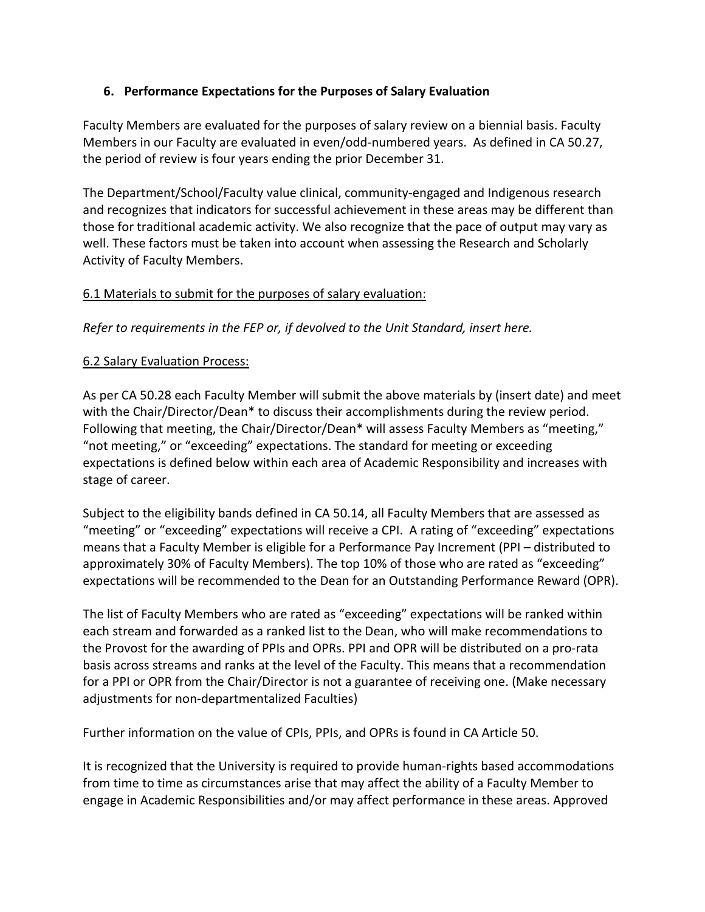## 6. Performance Expectations for the Purposes of Salary Evaluation

Faculty Members are evaluated for the purposes of salary review on a biennial basis. Faculty Members in our Faculty are evaluated in even/odd-numbered years. As defined in CA 50.27, the period of review is four years ending the prior December 31.

The Department/School/Faculty value clinical, community-engaged and Indigenous research and recognizes that indicators for successful achievement in these areas may be different than those for traditional academic activity. We also recognize that the pace of output may vary as well. These factors must be taken into account when assessing the Research and Scholarly Activity of Faculty Members.

6.1 Materials to submit for the purposes of salary evaluation:

*Refer to requirements in the FEP or, if devolved to the Unit Standard, insert here.*

6.2 Salary Evaluation Process:

As per CA 50.28 each Faculty Member will submit the above materials by (insert date) and meet with the Chair/Director/Dean* to discuss their accomplishments during the review period. Following that meeting, the Chair/Director/Dean* will assess Faculty Members as "meeting," "not meeting," or "exceeding" expectations. The standard for meeting or exceeding expectations is defined below within each area of Academic Responsibility and increases with stage of career.

Subject to the eligibility bands defined in CA 50.14, all Faculty Members that are assessed as "meeting" or "exceeding" expectations will receive a CPI. A rating of "exceeding" expectations means that a Faculty Member is eligible for a Performance Pay Increment (PPI – distributed to approximately 30% of Faculty Members). The top 10% of those who are rated as "exceeding" expectations will be recommended to the Dean for an Outstanding Performance Reward (OPR).

The list of Faculty Members who are rated as "exceeding" expectations will be ranked within each stream and forwarded as a ranked list to the Dean, who will make recommendations to the Provost for the awarding of PPIs and OPRs. PPI and OPR will be distributed on a pro-rata basis across streams and ranks at the level of the Faculty. This means that a recommendation for a PPI or OPR from the Chair/Director is not a guarantee of receiving one. (Make necessary adjustments for non-departmentalized Faculties)

Further information on the value of CPIs, PPIs, and OPRs is found in CA Article 50.

It is recognized that the University is required to provide human-rights based accommodations from time to time as circumstances arise that may affect the ability of a Faculty Member to engage in Academic Responsibilities and/or may affect performance in these areas. Approved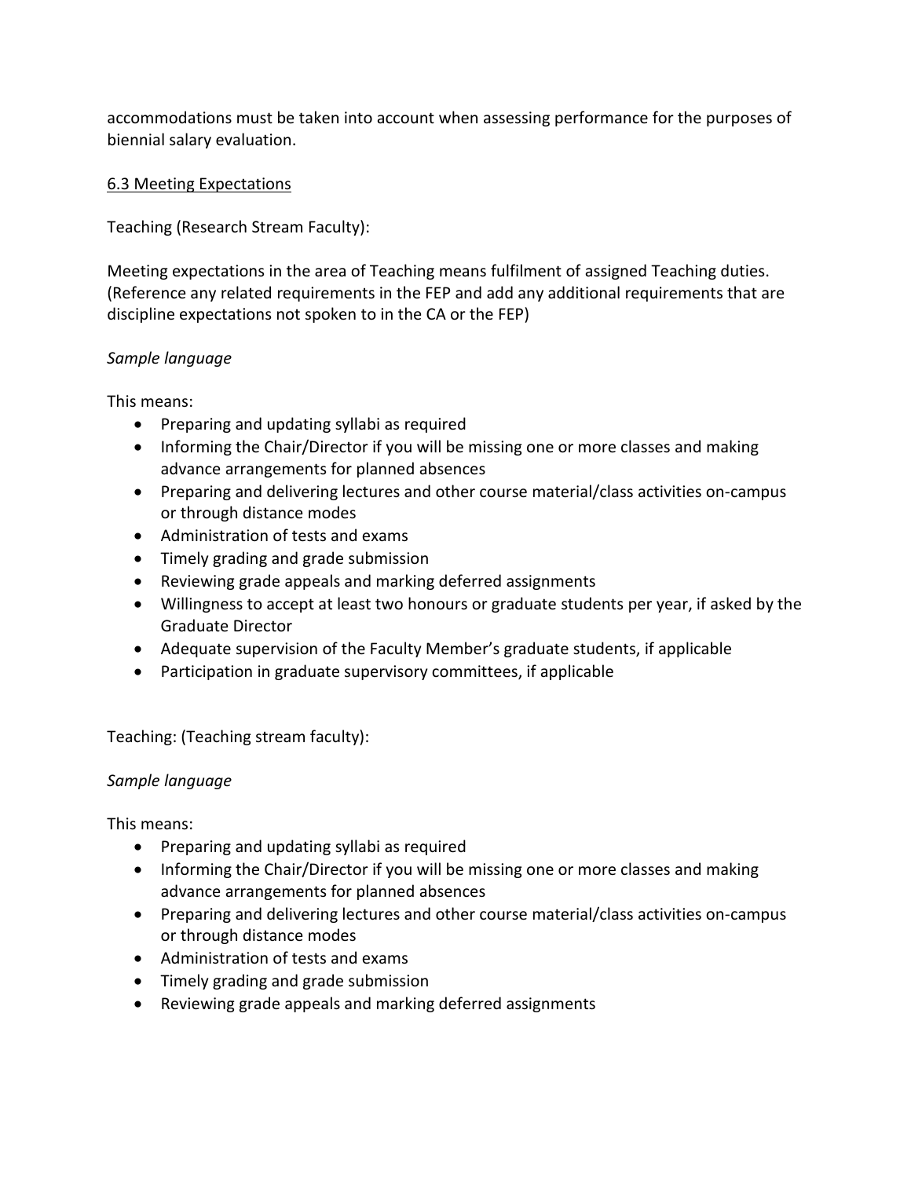accommodations must be taken into account when assessing performance for the purposes of biennial salary evaluation.

## 6.3 Meeting Expectations

Teaching (Research Stream Faculty):

Meeting expectations in the area of Teaching means fulfilment of assigned Teaching duties. (Reference any related requirements in the FEP and add any additional requirements that are discipline expectations not spoken to in the CA or the FEP)

*Sample language*

This means:

- Preparing and updating syllabi as required
- Informing the Chair/Director if you will be missing one or more classes and making advance arrangements for planned absences
- Preparing and delivering lectures and other course material/class activities on-campus or through distance modes
- Administration of tests and exams
- Timely grading and grade submission
- Reviewing grade appeals and marking deferred assignments
- Willingness to accept at least two honours or graduate students per year, if asked by the Graduate Director
- Adequate supervision of the Faculty Member's graduate students, if applicable
- Participation in graduate supervisory committees, if applicable

Teaching: (Teaching stream faculty):

*Sample language*

This means:

- Preparing and updating syllabi as required
- Informing the Chair/Director if you will be missing one or more classes and making advance arrangements for planned absences
- Preparing and delivering lectures and other course material/class activities on-campus or through distance modes
- Administration of tests and exams
- Timely grading and grade submission
- Reviewing grade appeals and marking deferred assignments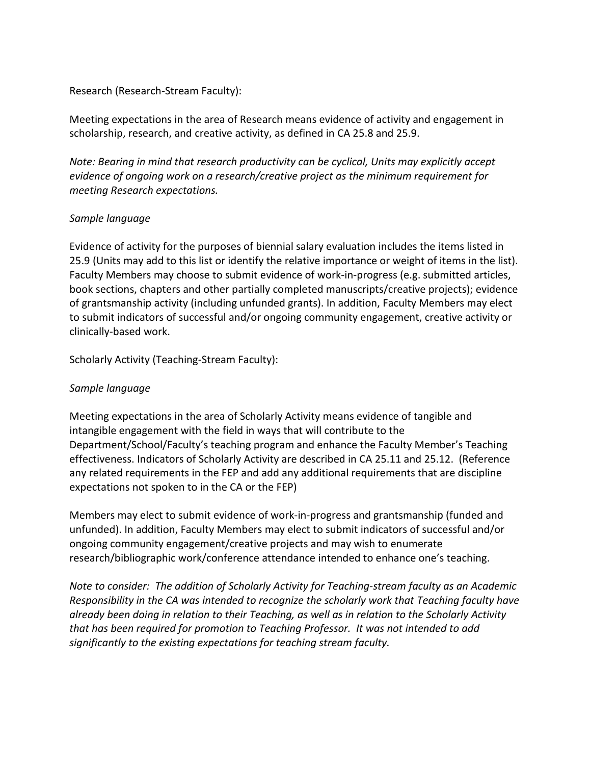Research (Research-Stream Faculty):

Meeting expectations in the area of Research means evidence of activity and engagement in scholarship, research, and creative activity, as defined in CA 25.8 and 25.9.

*Note: Bearing in mind that research productivity can be cyclical, Units may explicitly accept evidence of ongoing work on a research/creative project as the minimum requirement for meeting Research expectations.*

*Sample language*

Evidence of activity for the purposes of biennial salary evaluation includes the items listed in 25.9 (Units may add to this list or identify the relative importance or weight of items in the list). Faculty Members may choose to submit evidence of work-in-progress (e.g. submitted articles, book sections, chapters and other partially completed manuscripts/creative projects); evidence of grantsmanship activity (including unfunded grants). In addition, Faculty Members may elect to submit indicators of successful and/or ongoing community engagement, creative activity or clinically-based work.

Scholarly Activity (Teaching-Stream Faculty):

*Sample language*

Meeting expectations in the area of Scholarly Activity means evidence of tangible and intangible engagement with the field in ways that will contribute to the Department/School/Faculty's teaching program and enhance the Faculty Member's Teaching effectiveness. Indicators of Scholarly Activity are described in CA 25.11 and 25.12. (Reference any related requirements in the FEP and add any additional requirements that are discipline expectations not spoken to in the CA or the FEP)

Members may elect to submit evidence of work-in-progress and grantsmanship (funded and unfunded). In addition, Faculty Members may elect to submit indicators of successful and/or ongoing community engagement/creative projects and may wish to enumerate research/bibliographic work/conference attendance intended to enhance one's teaching.

*Note to consider: The addition of Scholarly Activity for Teaching-stream faculty as an Academic Responsibility in the CA was intended to recognize the scholarly work that Teaching faculty have already been doing in relation to their Teaching, as well as in relation to the Scholarly Activity that has been required for promotion to Teaching Professor. It was not intended to add significantly to the existing expectations for teaching stream faculty.*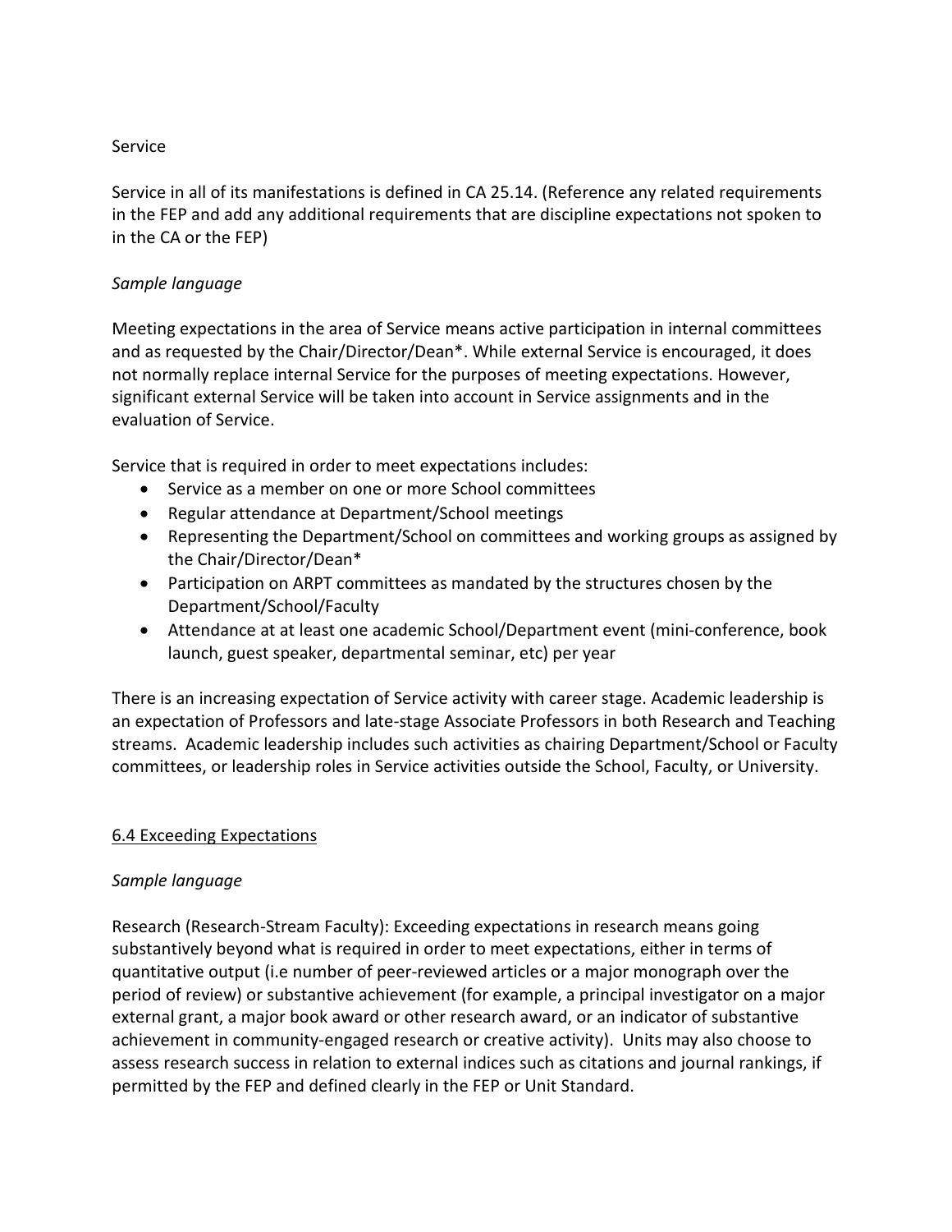Service

Service in all of its manifestations is defined in CA 25.14. (Reference any related requirements in the FEP and add any additional requirements that are discipline expectations not spoken to in the CA or the FEP)

*Sample language*

Meeting expectations in the area of Service means active participation in internal committees and as requested by the Chair/Director/Dean*. While external Service is encouraged, it does not normally replace internal Service for the purposes of meeting expectations. However, significant external Service will be taken into account in Service assignments and in the evaluation of Service.

Service that is required in order to meet expectations includes:

- Service as a member on one or more School committees
- Regular attendance at Department/School meetings
- Representing the Department/School on committees and working groups as assigned by the Chair/Director/Dean*
- Participation on ARPT committees as mandated by the structures chosen by the Department/School/Faculty
- Attendance at at least one academic School/Department event (mini-conference, book launch, guest speaker, departmental seminar, etc) per year

There is an increasing expectation of Service activity with career stage. Academic leadership is an expectation of Professors and late-stage Associate Professors in both Research and Teaching streams. Academic leadership includes such activities as chairing Department/School or Faculty committees, or leadership roles in Service activities outside the School, Faculty, or University.

## 6.4 Exceeding Expectations

*Sample language*

Research (Research-Stream Faculty): Exceeding expectations in research means going substantively beyond what is required in order to meet expectations, either in terms of quantitative output (i.e number of peer-reviewed articles or a major monograph over the period of review) or substantive achievement (for example, a principal investigator on a major external grant, a major book award or other research award, or an indicator of substantive achievement in community-engaged research or creative activity). Units may also choose to assess research success in relation to external indices such as citations and journal rankings, if permitted by the FEP and defined clearly in the FEP or Unit Standard.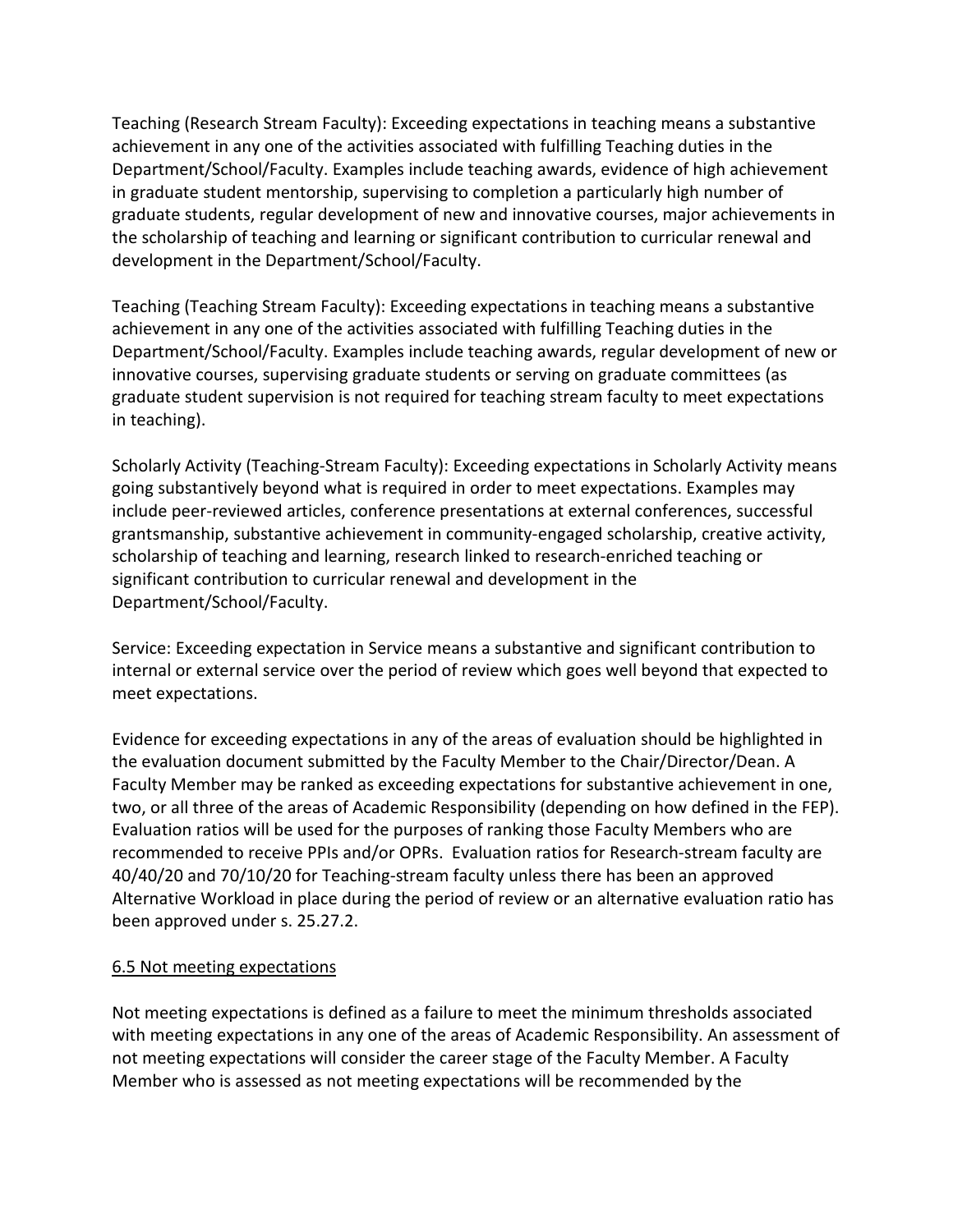Teaching (Research Stream Faculty): Exceeding expectations in teaching means a substantive achievement in any one of the activities associated with fulfilling Teaching duties in the Department/School/Faculty. Examples include teaching awards, evidence of high achievement in graduate student mentorship, supervising to completion a particularly high number of graduate students, regular development of new and innovative courses, major achievements in the scholarship of teaching and learning or significant contribution to curricular renewal and development in the Department/School/Faculty.

Teaching (Teaching Stream Faculty): Exceeding expectations in teaching means a substantive achievement in any one of the activities associated with fulfilling Teaching duties in the Department/School/Faculty. Examples include teaching awards, regular development of new or innovative courses, supervising graduate students or serving on graduate committees (as graduate student supervision is not required for teaching stream faculty to meet expectations in teaching).

Scholarly Activity (Teaching-Stream Faculty): Exceeding expectations in Scholarly Activity means going substantively beyond what is required in order to meet expectations. Examples may include peer-reviewed articles, conference presentations at external conferences, successful grantsmanship, substantive achievement in community-engaged scholarship, creative activity, scholarship of teaching and learning, research linked to research-enriched teaching or significant contribution to curricular renewal and development in the Department/School/Faculty.

Service: Exceeding expectation in Service means a substantive and significant contribution to internal or external service over the period of review which goes well beyond that expected to meet expectations.

Evidence for exceeding expectations in any of the areas of evaluation should be highlighted in the evaluation document submitted by the Faculty Member to the Chair/Director/Dean. A Faculty Member may be ranked as exceeding expectations for substantive achievement in one, two, or all three of the areas of Academic Responsibility (depending on how defined in the FEP). Evaluation ratios will be used for the purposes of ranking those Faculty Members who are recommended to receive PPIs and/or OPRs. Evaluation ratios for Research-stream faculty are 40/40/20 and 70/10/20 for Teaching-stream faculty unless there has been an approved Alternative Workload in place during the period of review or an alternative evaluation ratio has been approved under s. 25.27.2.

## 6.5 Not meeting expectations

Not meeting expectations is defined as a failure to meet the minimum thresholds associated with meeting expectations in any one of the areas of Academic Responsibility. An assessment of not meeting expectations will consider the career stage of the Faculty Member. A Faculty Member who is assessed as not meeting expectations will be recommended by the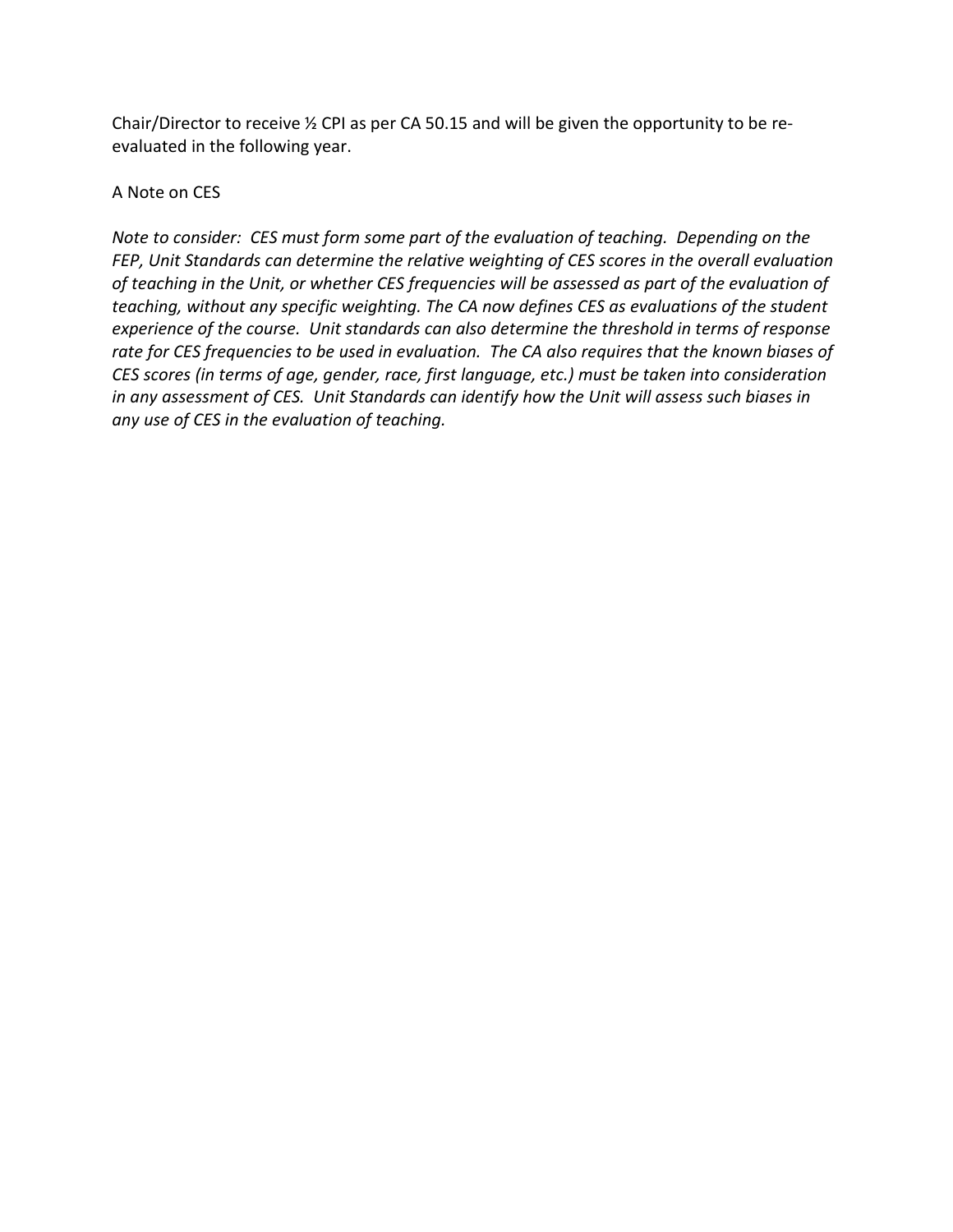Chair/Director to receive ½ CPI as per CA 50.15 and will be given the opportunity to be re-evaluated in the following year.

A Note on CES

*Note to consider: CES must form some part of the evaluation of teaching. Depending on the FEP, Unit Standards can determine the relative weighting of CES scores in the overall evaluation of teaching in the Unit, or whether CES frequencies will be assessed as part of the evaluation of teaching, without any specific weighting. The CA now defines CES as evaluations of the student experience of the course. Unit standards can also determine the threshold in terms of response rate for CES frequencies to be used in evaluation. The CA also requires that the known biases of CES scores (in terms of age, gender, race, first language, etc.) must be taken into consideration in any assessment of CES. Unit Standards can identify how the Unit will assess such biases in any use of CES in the evaluation of teaching.*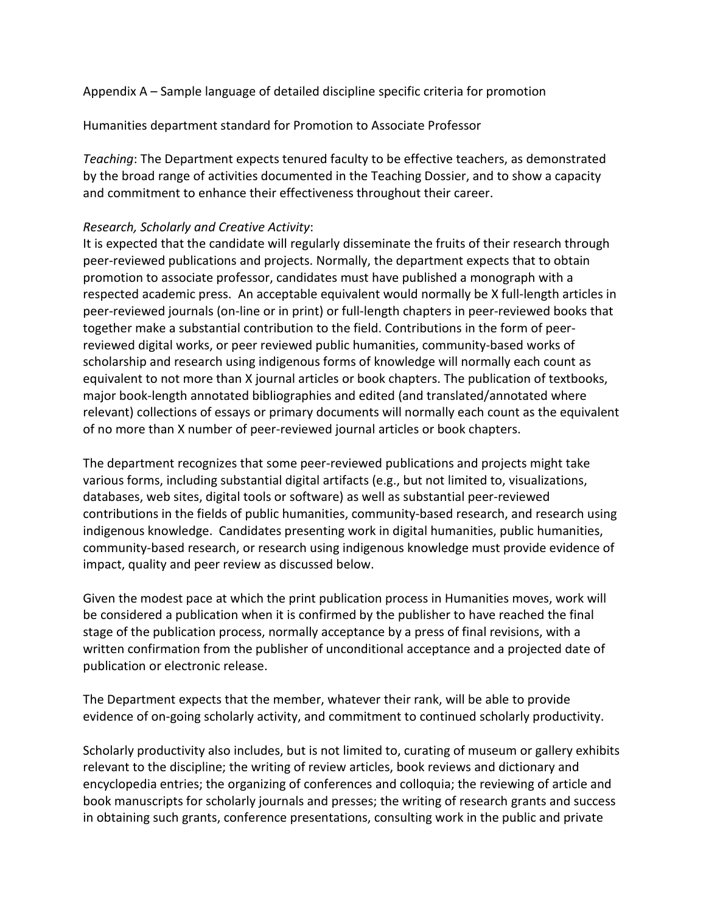Appendix A – Sample language of detailed discipline specific criteria for promotion

Humanities department standard for Promotion to Associate Professor

*Teaching*: The Department expects tenured faculty to be effective teachers, as demonstrated by the broad range of activities documented in the Teaching Dossier, and to show a capacity and commitment to enhance their effectiveness throughout their career.

*Research, Scholarly and Creative Activity*:
It is expected that the candidate will regularly disseminate the fruits of their research through peer-reviewed publications and projects. Normally, the department expects that to obtain promotion to associate professor, candidates must have published a monograph with a respected academic press. An acceptable equivalent would normally be X full-length articles in peer-reviewed journals (on-line or in print) or full-length chapters in peer-reviewed books that together make a substantial contribution to the field. Contributions in the form of peer-reviewed digital works, or peer reviewed public humanities, community-based works of scholarship and research using indigenous forms of knowledge will normally each count as equivalent to not more than X journal articles or book chapters. The publication of textbooks, major book-length annotated bibliographies and edited (and translated/annotated where relevant) collections of essays or primary documents will normally each count as the equivalent of no more than X number of peer-reviewed journal articles or book chapters.

The department recognizes that some peer-reviewed publications and projects might take various forms, including substantial digital artifacts (e.g., but not limited to, visualizations, databases, web sites, digital tools or software) as well as substantial peer-reviewed contributions in the fields of public humanities, community-based research, and research using indigenous knowledge. Candidates presenting work in digital humanities, public humanities, community-based research, or research using indigenous knowledge must provide evidence of impact, quality and peer review as discussed below.

Given the modest pace at which the print publication process in Humanities moves, work will be considered a publication when it is confirmed by the publisher to have reached the final stage of the publication process, normally acceptance by a press of final revisions, with a written confirmation from the publisher of unconditional acceptance and a projected date of publication or electronic release.

The Department expects that the member, whatever their rank, will be able to provide evidence of on-going scholarly activity, and commitment to continued scholarly productivity.

Scholarly productivity also includes, but is not limited to, curating of museum or gallery exhibits relevant to the discipline; the writing of review articles, book reviews and dictionary and encyclopedia entries; the organizing of conferences and colloquia; the reviewing of article and book manuscripts for scholarly journals and presses; the writing of research grants and success in obtaining such grants, conference presentations, consulting work in the public and private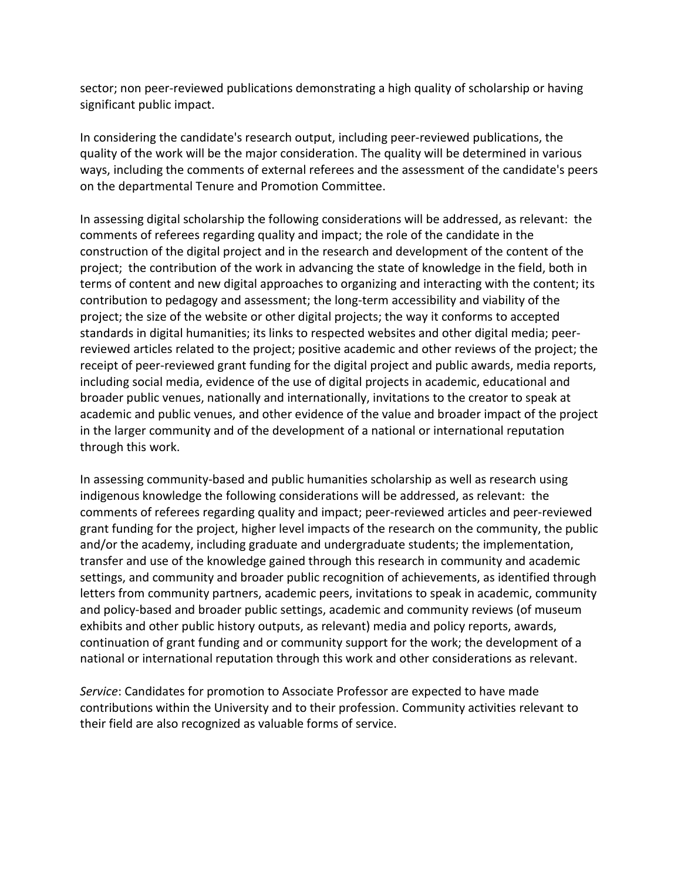sector; non peer-reviewed publications demonstrating a high quality of scholarship or having significant public impact.

In considering the candidate's research output, including peer-reviewed publications, the quality of the work will be the major consideration. The quality will be determined in various ways, including the comments of external referees and the assessment of the candidate's peers on the departmental Tenure and Promotion Committee.

In assessing digital scholarship the following considerations will be addressed, as relevant: the comments of referees regarding quality and impact; the role of the candidate in the construction of the digital project and in the research and development of the content of the project; the contribution of the work in advancing the state of knowledge in the field, both in terms of content and new digital approaches to organizing and interacting with the content; its contribution to pedagogy and assessment; the long-term accessibility and viability of the project; the size of the website or other digital projects; the way it conforms to accepted standards in digital humanities; its links to respected websites and other digital media; peer-reviewed articles related to the project; positive academic and other reviews of the project; the receipt of peer-reviewed grant funding for the digital project and public awards, media reports, including social media, evidence of the use of digital projects in academic, educational and broader public venues, nationally and internationally, invitations to the creator to speak at academic and public venues, and other evidence of the value and broader impact of the project in the larger community and of the development of a national or international reputation through this work.

In assessing community-based and public humanities scholarship as well as research using indigenous knowledge the following considerations will be addressed, as relevant: the comments of referees regarding quality and impact; peer-reviewed articles and peer-reviewed grant funding for the project, higher level impacts of the research on the community, the public and/or the academy, including graduate and undergraduate students; the implementation, transfer and use of the knowledge gained through this research in community and academic settings, and community and broader public recognition of achievements, as identified through letters from community partners, academic peers, invitations to speak in academic, community and policy-based and broader public settings, academic and community reviews (of museum exhibits and other public history outputs, as relevant) media and policy reports, awards, continuation of grant funding and or community support for the work; the development of a national or international reputation through this work and other considerations as relevant.

*Service*: Candidates for promotion to Associate Professor are expected to have made contributions within the University and to their profession. Community activities relevant to their field are also recognized as valuable forms of service.